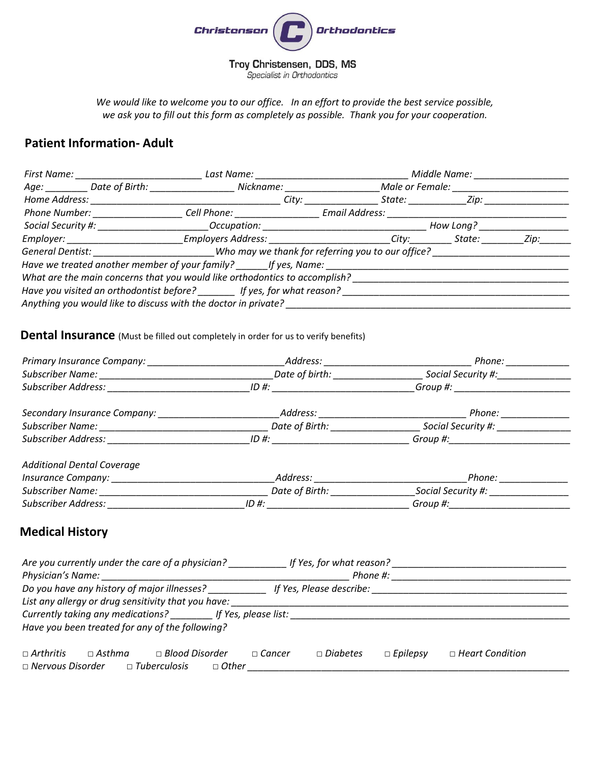**Christensen** **C** **Orthodontics**

**Troy Christensen, DDS, MS**
*Specialist in Orthodontics*

*We would like to welcome you to our office. In an effort to provide the best service possible, we ask you to fill out this form as completely as possible. Thank you for your cooperation.*

## Patient Information- Adult

*First Name:* ________________________ *Last Name:* _____________________________ *Middle Name:* __________________
*Age:* ________ *Date of Birth:* _______________ *Nickname:* __________________*Male or Female:* ______________________
*Home Address:* __________________________________ *City:* ______________ *State:* ___________*Zip:* ________________
*Phone Number:* _________________ *Cell Phone:* ________________ *Email Address:* __________________________________
*Social Security #:* _____________________*Occupation:* _______________________________ *How Long?* ________________
*Employer:* ______________________*Employers Address:* _______________________*City:*________ *State:* ________*Zip:*______
*General Dentist:* _______________________*Who may we thank for referring you to our office?* __________________________
*Have we treated another member of your family?* ______*If yes, Name:* ______________________________________________
*What are the main concerns that you would like orthodontics to accomplish?* __________________________________________
*Have you visited an orthodontist before?* _______ *If yes, for what reason?* ___________________________________________
*Anything you would like to discuss with the doctor in private?* _______________________________________________________

## Dental Insurance (Must be filled out completely in order for us to verify benefits)

*Primary Insurance Company:* __________________________*Address:* ____________________________ *Phone:* ____________
*Subscriber Name:* _________________________________*Date of birth:* ________________ *Social Security #:*______________
*Subscriber Address:* ___________________________*ID #:* ___________________________*Group #:* ______________________

*Secondary Insurance Company:* ______________________*Address:* ____________________________ *Phone:* _____________
*Subscriber Name:* ________________________________ *Date of Birth:* ________________ *Social Security #:* ______________
*Subscriber Address:* ___________________________*ID #:* __________________________ *Group #:*_______________________

*Additional Dental Coverage*
*Insurance Company:* _______________________________*Address:* ____________________________*Phone:* _____________
*Subscriber Name:* ________________________________ *Date of Birth:* _______________*Social Security #:* _______________
*Subscriber Address:* __________________________*ID #:* ___________________________ *Group #:*_______________________

## Medical History

*Are you currently under the care of a physician?* __________ *If Yes, for what reason?* _________________________________
*Physician's Name:* _______________________________________________ *Phone #:* ___________________________________
*Do you have any history of major illnesses?* __________ *If Yes, Please describe:* _____________________________________
*List any allergy or drug sensitivity that you have:* ________________________________________________________________
*Currently taking any medications?* ________ *If Yes, please list:* ____________________________________________________
*Have you been treated for any of the following?*

□ *Arthritis* □ *Asthma* □ *Blood Disorder* □ *Cancer* □ *Diabetes* □ *Epilepsy* □ *Heart Condition*
□ *Nervous Disorder* □ *Tuberculosis* □ *Other* ______________________________________________________________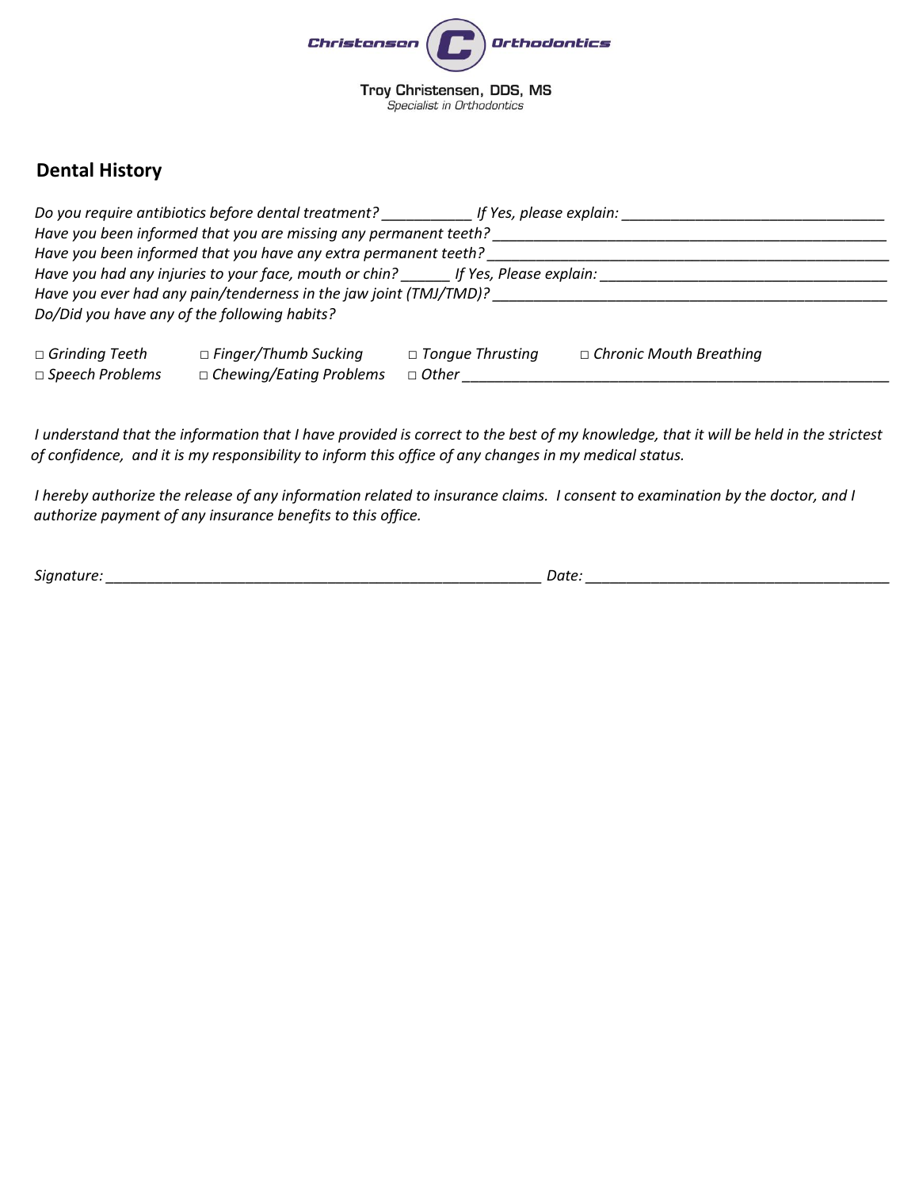Christensen Orthodontics

Troy Christensen, DDS, MS
*Specialist in Orthodontics*

## Dental History

*Do you require antibiotics before dental treatment? ___________ If Yes, please explain: _________________________________*
*Have you been informed that you are missing any permanent teeth? __________________________________________________*
*Have you been informed that you have any extra permanent teeth? ____________________________________________________*
*Have you had any injuries to your face, mouth or chin? ______ If Yes, Please explain: ____________________________________*
*Have you ever had any pain/tenderness in the jaw joint (TMJ/TMD)? __________________________________________________*
*Do/Did you have any of the following habits?*

□ *Grinding Teeth* □ *Finger/Thumb Sucking* □ *Tongue Thrusting* □ *Chronic Mouth Breathing*
□ *Speech Problems* □ *Chewing/Eating Problems* □ *Other _______________________________________________________*

*I understand that the information that I have provided is correct to the best of my knowledge, that it will be held in the strictest of confidence, and it is my responsibility to inform this office of any changes in my medical status.*

*I hereby authorize the release of any information related to insurance claims. I consent to examination by the doctor, and I authorize payment of any insurance benefits to this office.*

*Signature: ________________________________________________________ Date: ______________________________________*